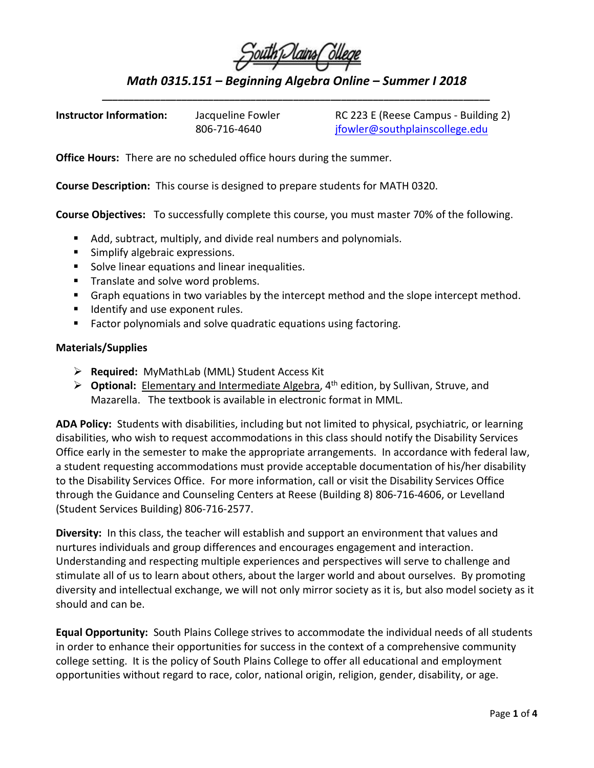South Plains College

# *Math 0315.151 – Beginning Algebra Online – Summer I 2018*

**Instructor Information:** Jacqueline Fowler, 806-716-4640, RC 223 E (Reese Campus - Building 2), jfowler@southplainscollege.edu

**Office Hours:** There are no scheduled office hours during the summer.

**Course Description:** This course is designed to prepare students for MATH 0320.

**Course Objectives:** To successfully complete this course, you must master 70% of the following.

- Add, subtract, multiply, and divide real numbers and polynomials.
- Simplify algebraic expressions.
- Solve linear equations and linear inequalities.
- Translate and solve word problems.
- Graph equations in two variables by the intercept method and the slope intercept method.
- Identify and use exponent rules.
- Factor polynomials and solve quadratic equations using factoring.

**Materials/Supplies**

- **Required:** MyMathLab (MML) Student Access Kit
- **Optional:** Elementary and Intermediate Algebra, 4th edition, by Sullivan, Struve, and Mazarella. The textbook is available in electronic format in MML.

**ADA Policy:** Students with disabilities, including but not limited to physical, psychiatric, or learning disabilities, who wish to request accommodations in this class should notify the Disability Services Office early in the semester to make the appropriate arrangements. In accordance with federal law, a student requesting accommodations must provide acceptable documentation of his/her disability to the Disability Services Office. For more information, call or visit the Disability Services Office through the Guidance and Counseling Centers at Reese (Building 8) 806-716-4606, or Levelland (Student Services Building) 806-716-2577.

**Diversity:** In this class, the teacher will establish and support an environment that values and nurtures individuals and group differences and encourages engagement and interaction. Understanding and respecting multiple experiences and perspectives will serve to challenge and stimulate all of us to learn about others, about the larger world and about ourselves. By promoting diversity and intellectual exchange, we will not only mirror society as it is, but also model society as it should and can be.

**Equal Opportunity:** South Plains College strives to accommodate the individual needs of all students in order to enhance their opportunities for success in the context of a comprehensive community college setting. It is the policy of South Plains College to offer all educational and employment opportunities without regard to race, color, national origin, religion, gender, disability, or age.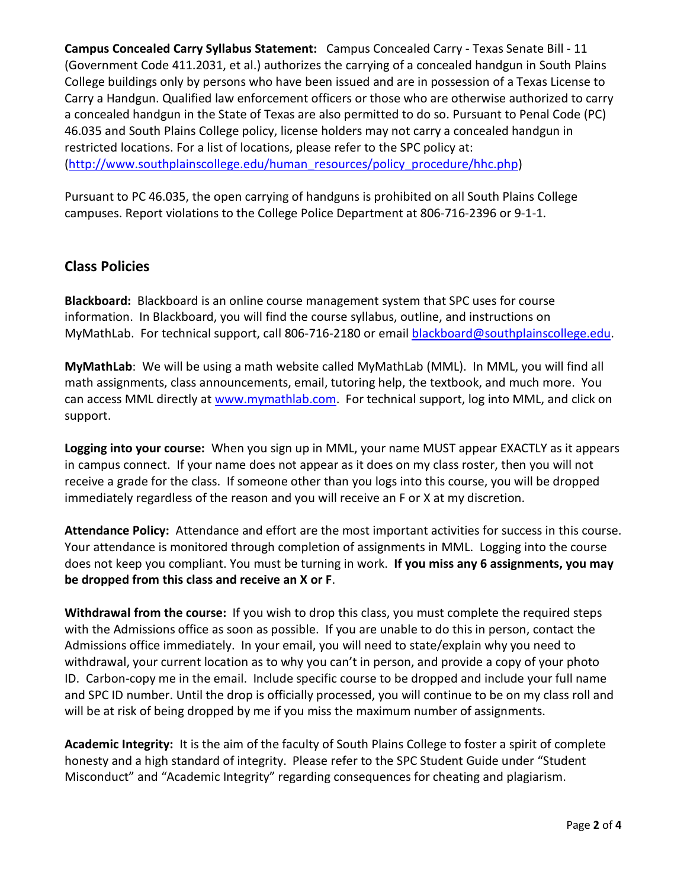**Campus Concealed Carry Syllabus Statement:** Campus Concealed Carry - Texas Senate Bill - 11 (Government Code 411.2031, et al.) authorizes the carrying of a concealed handgun in South Plains College buildings only by persons who have been issued and are in possession of a Texas License to Carry a Handgun. Qualified law enforcement officers or those who are otherwise authorized to carry a concealed handgun in the State of Texas are also permitted to do so. Pursuant to Penal Code (PC) 46.035 and South Plains College policy, license holders may not carry a concealed handgun in restricted locations. For a list of locations, please refer to the SPC policy at: (http://www.southplainscollege.edu/human_resources/policy_procedure/hhc.php)

Pursuant to PC 46.035, the open carrying of handguns is prohibited on all South Plains College campuses. Report violations to the College Police Department at 806-716-2396 or 9-1-1.

## Class Policies

**Blackboard:** Blackboard is an online course management system that SPC uses for course information. In Blackboard, you will find the course syllabus, outline, and instructions on MyMathLab. For technical support, call 806-716-2180 or email blackboard@southplainscollege.edu.

**MyMathLab**: We will be using a math website called MyMathLab (MML). In MML, you will find all math assignments, class announcements, email, tutoring help, the textbook, and much more. You can access MML directly at www.mymathlab.com. For technical support, log into MML, and click on support.

**Logging into your course:** When you sign up in MML, your name MUST appear EXACTLY as it appears in campus connect. If your name does not appear as it does on my class roster, then you will not receive a grade for the class. If someone other than you logs into this course, you will be dropped immediately regardless of the reason and you will receive an F or X at my discretion.

**Attendance Policy:** Attendance and effort are the most important activities for success in this course. Your attendance is monitored through completion of assignments in MML. Logging into the course does not keep you compliant. You must be turning in work. **If you miss any 6 assignments, you may be dropped from this class and receive an X or F**.

**Withdrawal from the course:** If you wish to drop this class, you must complete the required steps with the Admissions office as soon as possible. If you are unable to do this in person, contact the Admissions office immediately. In your email, you will need to state/explain why you need to withdrawal, your current location as to why you can't in person, and provide a copy of your photo ID. Carbon-copy me in the email. Include specific course to be dropped and include your full name and SPC ID number. Until the drop is officially processed, you will continue to be on my class roll and will be at risk of being dropped by me if you miss the maximum number of assignments.

**Academic Integrity:** It is the aim of the faculty of South Plains College to foster a spirit of complete honesty and a high standard of integrity. Please refer to the SPC Student Guide under "Student Misconduct" and "Academic Integrity" regarding consequences for cheating and plagiarism.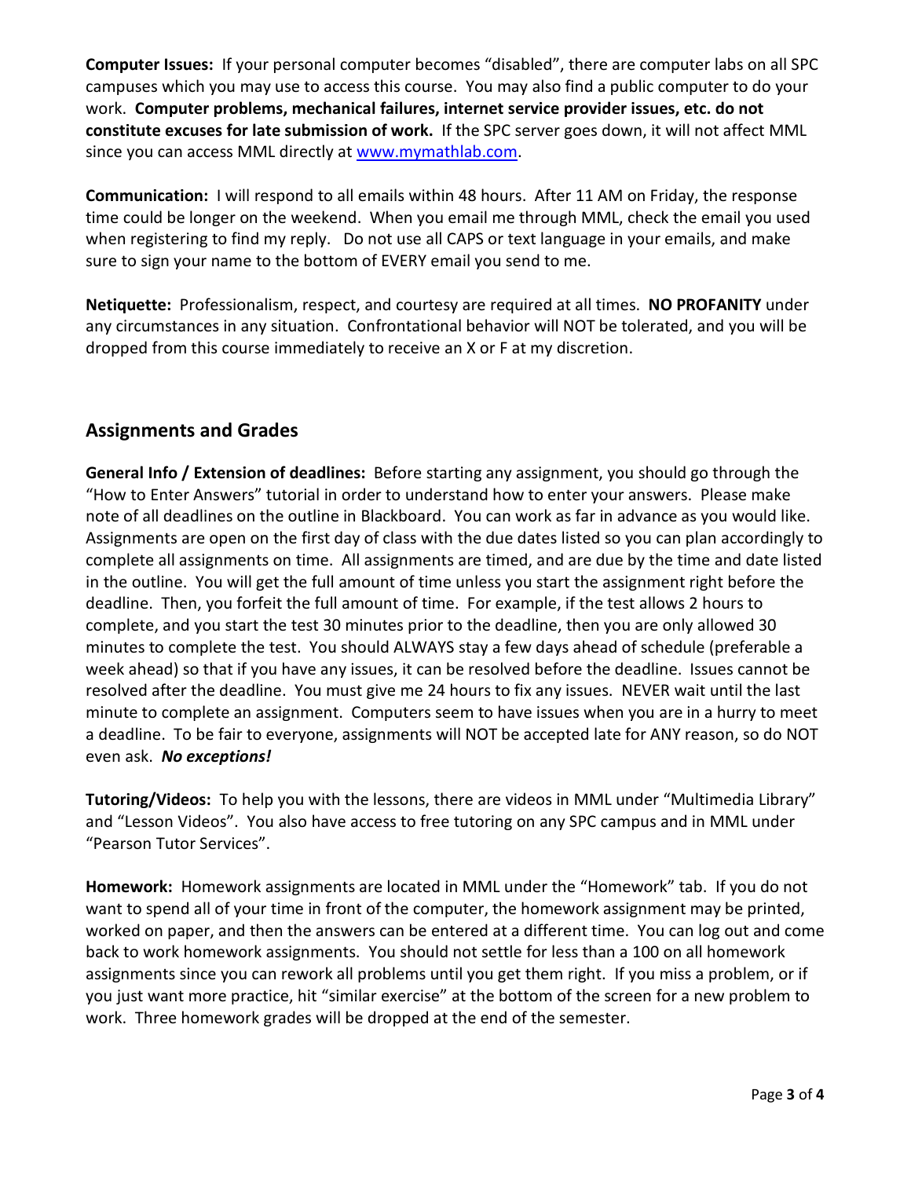**Computer Issues:** If your personal computer becomes "disabled", there are computer labs on all SPC campuses which you may use to access this course. You may also find a public computer to do your work. **Computer problems, mechanical failures, internet service provider issues, etc. do not constitute excuses for late submission of work.** If the SPC server goes down, it will not affect MML since you can access MML directly at [www.mymathlab.com](http://www.mymathlab.com).

**Communication:** I will respond to all emails within 48 hours. After 11 AM on Friday, the response time could be longer on the weekend. When you email me through MML, check the email you used when registering to find my reply. Do not use all CAPS or text language in your emails, and make sure to sign your name to the bottom of EVERY email you send to me.

**Netiquette:** Professionalism, respect, and courtesy are required at all times. **NO PROFANITY** under any circumstances in any situation. Confrontational behavior will NOT be tolerated, and you will be dropped from this course immediately to receive an X or F at my discretion.

## Assignments and Grades

**General Info / Extension of deadlines:** Before starting any assignment, you should go through the "How to Enter Answers" tutorial in order to understand how to enter your answers. Please make note of all deadlines on the outline in Blackboard. You can work as far in advance as you would like. Assignments are open on the first day of class with the due dates listed so you can plan accordingly to complete all assignments on time. All assignments are timed, and are due by the time and date listed in the outline. You will get the full amount of time unless you start the assignment right before the deadline. Then, you forfeit the full amount of time. For example, if the test allows 2 hours to complete, and you start the test 30 minutes prior to the deadline, then you are only allowed 30 minutes to complete the test. You should ALWAYS stay a few days ahead of schedule (preferable a week ahead) so that if you have any issues, it can be resolved before the deadline. Issues cannot be resolved after the deadline. You must give me 24 hours to fix any issues. NEVER wait until the last minute to complete an assignment. Computers seem to have issues when you are in a hurry to meet a deadline. To be fair to everyone, assignments will NOT be accepted late for ANY reason, so do NOT even ask. ***No exceptions!***

**Tutoring/Videos:** To help you with the lessons, there are videos in MML under "Multimedia Library" and "Lesson Videos". You also have access to free tutoring on any SPC campus and in MML under "Pearson Tutor Services".

**Homework:** Homework assignments are located in MML under the "Homework" tab. If you do not want to spend all of your time in front of the computer, the homework assignment may be printed, worked on paper, and then the answers can be entered at a different time. You can log out and come back to work homework assignments. You should not settle for less than a 100 on all homework assignments since you can rework all problems until you get them right. If you miss a problem, or if you just want more practice, hit "similar exercise" at the bottom of the screen for a new problem to work. Three homework grades will be dropped at the end of the semester.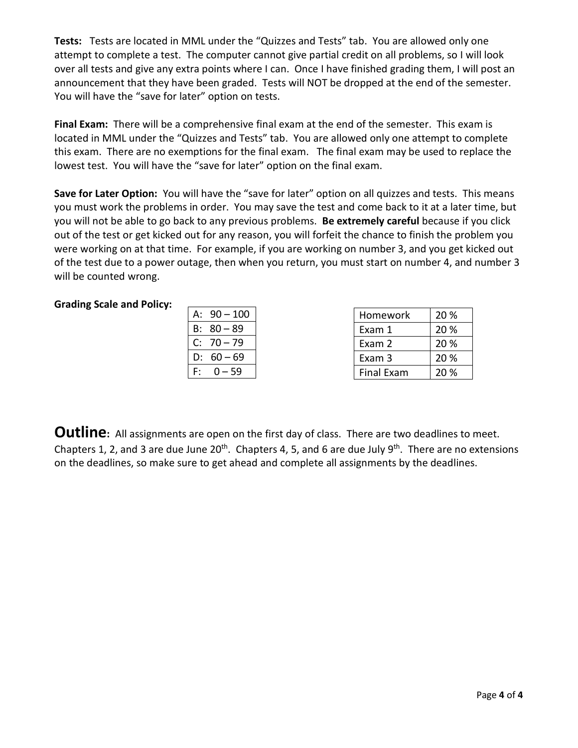**Tests:** Tests are located in MML under the "Quizzes and Tests" tab. You are allowed only one attempt to complete a test. The computer cannot give partial credit on all problems, so I will look over all tests and give any extra points where I can. Once I have finished grading them, I will post an announcement that they have been graded. Tests will NOT be dropped at the end of the semester. You will have the "save for later" option on tests.

**Final Exam:** There will be a comprehensive final exam at the end of the semester. This exam is located in MML under the "Quizzes and Tests" tab. You are allowed only one attempt to complete this exam. There are no exemptions for the final exam. The final exam may be used to replace the lowest test. You will have the "save for later" option on the final exam.

**Save for Later Option:** You will have the "save for later" option on all quizzes and tests. This means you must work the problems in order. You may save the test and come back to it at a later time, but you will not be able to go back to any previous problems. **Be extremely careful** because if you click out of the test or get kicked out for any reason, you will forfeit the chance to finish the problem you were working on at that time. For example, if you are working on number 3, and you get kicked out of the test due to a power outage, then when you return, you must start on number 4, and number 3 will be counted wrong.

**Grading Scale and Policy:**

| |
|---|
| A: 90 – 100 |
| B: 80 – 89 |
| C: 70 – 79 |
| D: 60 – 69 |
| F: 0 – 59 |

| | |
|---|---|
| Homework | 20 % |
| Exam 1 | 20 % |
| Exam 2 | 20 % |
| Exam 3 | 20 % |
| Final Exam | 20 % |

## Outline

All assignments are open on the first day of class. There are two deadlines to meet. Chapters 1, 2, and 3 are due June 20th. Chapters 4, 5, and 6 are due July 9th. There are no extensions on the deadlines, so make sure to get ahead and complete all assignments by the deadlines.